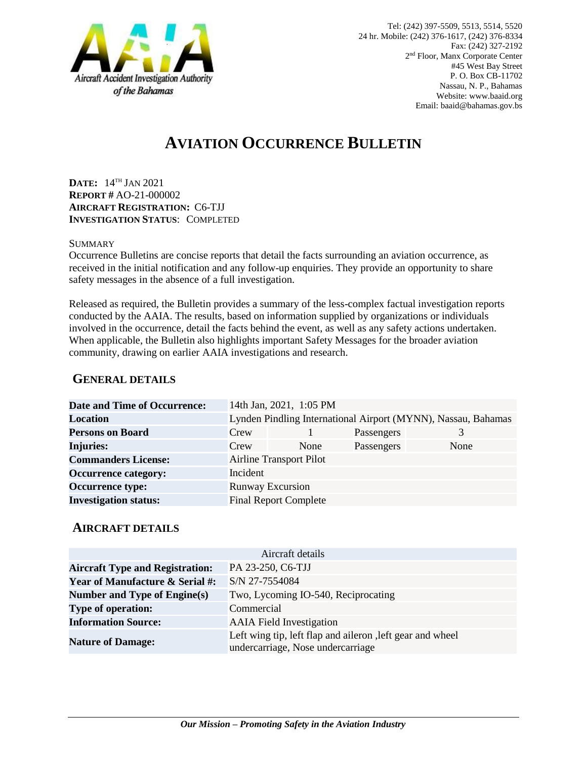Aircraft Accident Investigation Authority of the Bahamas

Tel: (242) 397-5509, 5513, 5514, 5520
24 hr. Mobile: (242) 376-1617, (242) 376-8334
Fax: (242) 327-2192
2nd Floor, Manx Corporate Center
#45 West Bay Street
P. O. Box CB-11702
Nassau, N. P., Bahamas
Website: www.baaid.org
Email: baaid@bahamas.gov.bs

# AVIATION OCCURRENCE BULLETIN

**DATE:** 14TH JAN 2021
**REPORT #** AO-21-000002
**AIRCRAFT REGISTRATION:** C6-TJJ
**INVESTIGATION STATUS**: COMPLETED

SUMMARY

Occurrence Bulletins are concise reports that detail the facts surrounding an aviation occurrence, as received in the initial notification and any follow-up enquiries. They provide an opportunity to share safety messages in the absence of a full investigation.

Released as required, the Bulletin provides a summary of the less-complex factual investigation reports conducted by the AAIA. The results, based on information supplied by organizations or individuals involved in the occurrence, detail the facts behind the event, as well as any safety actions undertaken. When applicable, the Bulletin also highlights important Safety Messages for the broader aviation community, drawing on earlier AAIA investigations and research.

## GENERAL DETAILS

| | | | | |
|---|---|---|---|---|
| **Date and Time of Occurrence:** | 14th Jan, 2021, 1:05 PM | | | |
| **Location** | Lynden Pindling International Airport (MYNN), Nassau, Bahamas | | | |
| **Persons on Board** | Crew | 1 | Passengers | 3 |
| **Injuries:** | Crew | None | Passengers | None |
| **Commanders License:** | Airline Transport Pilot | | | |
| **Occurrence category:** | Incident | | | |
| **Occurrence type:** | Runway Excursion | | | |
| **Investigation status:** | Final Report Complete | | | |

## AIRCRAFT DETAILS

| Aircraft details | |
|---|---|
| **Aircraft Type and Registration:** | PA 23-250, C6-TJJ |
| **Year of Manufacture & Serial #:** | S/N 27-7554084 |
| **Number and Type of Engine(s)** | Two, Lycoming IO-540, Reciprocating |
| **Type of operation:** | Commercial |
| **Information Source:** | AAIA Field Investigation |
| **Nature of Damage:** | Left wing tip, left flap and aileron ,left gear and wheel undercarriage, Nose undercarriage |

*Our Mission – Promoting Safety in the Aviation Industry*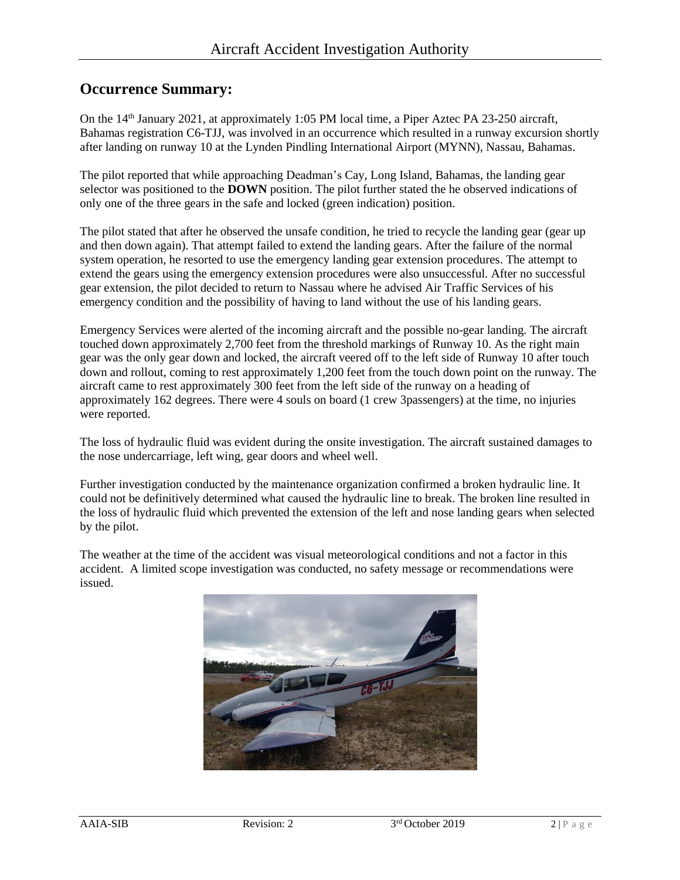## Occurrence Summary:

On the 14th January 2021, at approximately 1:05 PM local time, a Piper Aztec PA 23-250 aircraft, Bahamas registration C6-TJJ, was involved in an occurrence which resulted in a runway excursion shortly after landing on runway 10 at the Lynden Pindling International Airport (MYNN), Nassau, Bahamas.

The pilot reported that while approaching Deadman's Cay, Long Island, Bahamas, the landing gear selector was positioned to the **DOWN** position. The pilot further stated the he observed indications of only one of the three gears in the safe and locked (green indication) position.

The pilot stated that after he observed the unsafe condition, he tried to recycle the landing gear (gear up and then down again). That attempt failed to extend the landing gears. After the failure of the normal system operation, he resorted to use the emergency landing gear extension procedures. The attempt to extend the gears using the emergency extension procedures were also unsuccessful. After no successful gear extension, the pilot decided to return to Nassau where he advised Air Traffic Services of his emergency condition and the possibility of having to land without the use of his landing gears.

Emergency Services were alerted of the incoming aircraft and the possible no-gear landing. The aircraft touched down approximately 2,700 feet from the threshold markings of Runway 10. As the right main gear was the only gear down and locked, the aircraft veered off to the left side of Runway 10 after touch down and rollout, coming to rest approximately 1,200 feet from the touch down point on the runway. The aircraft came to rest approximately 300 feet from the left side of the runway on a heading of approximately 162 degrees. There were 4 souls on board (1 crew 3passengers) at the time, no injuries were reported.

The loss of hydraulic fluid was evident during the onsite investigation. The aircraft sustained damages to the nose undercarriage, left wing, gear doors and wheel well.

Further investigation conducted by the maintenance organization confirmed a broken hydraulic line. It could not be definitively determined what caused the hydraulic line to break. The broken line resulted in the loss of hydraulic fluid which prevented the extension of the left and nose landing gears when selected by the pilot.

The weather at the time of the accident was visual meteorological conditions and not a factor in this accident. A limited scope investigation was conducted, no safety message or recommendations were issued.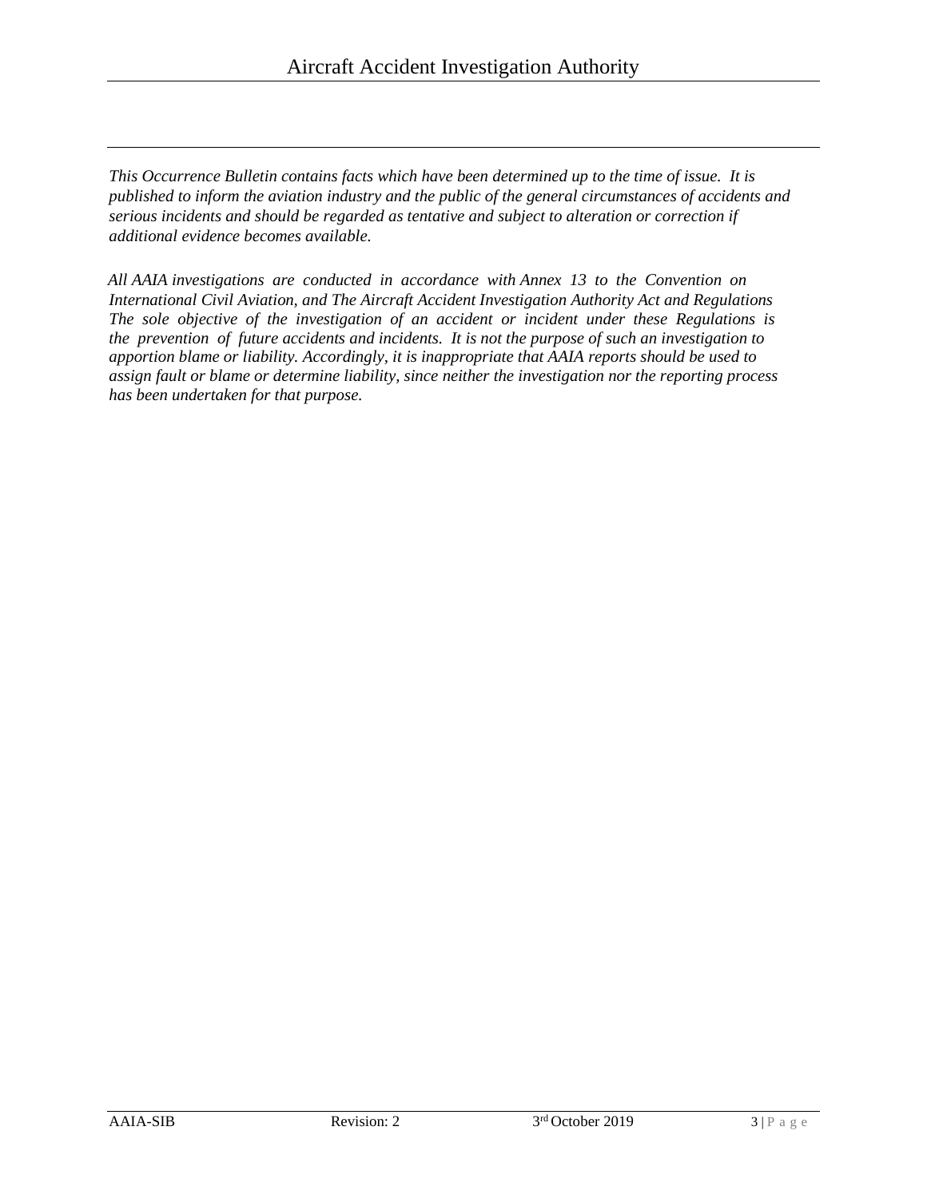*This Occurrence Bulletin contains facts which have been determined up to the time of issue. It is published to inform the aviation industry and the public of the general circumstances of accidents and serious incidents and should be regarded as tentative and subject to alteration or correction if additional evidence becomes available.*

*All AAIA investigations are conducted in accordance with Annex 13 to the Convention on International Civil Aviation, and The Aircraft Accident Investigation Authority Act and Regulations The sole objective of the investigation of an accident or incident under these Regulations is the prevention of future accidents and incidents. It is not the purpose of such an investigation to apportion blame or liability. Accordingly, it is inappropriate that AAIA reports should be used to assign fault or blame or determine liability, since neither the investigation nor the reporting process has been undertaken for that purpose.*